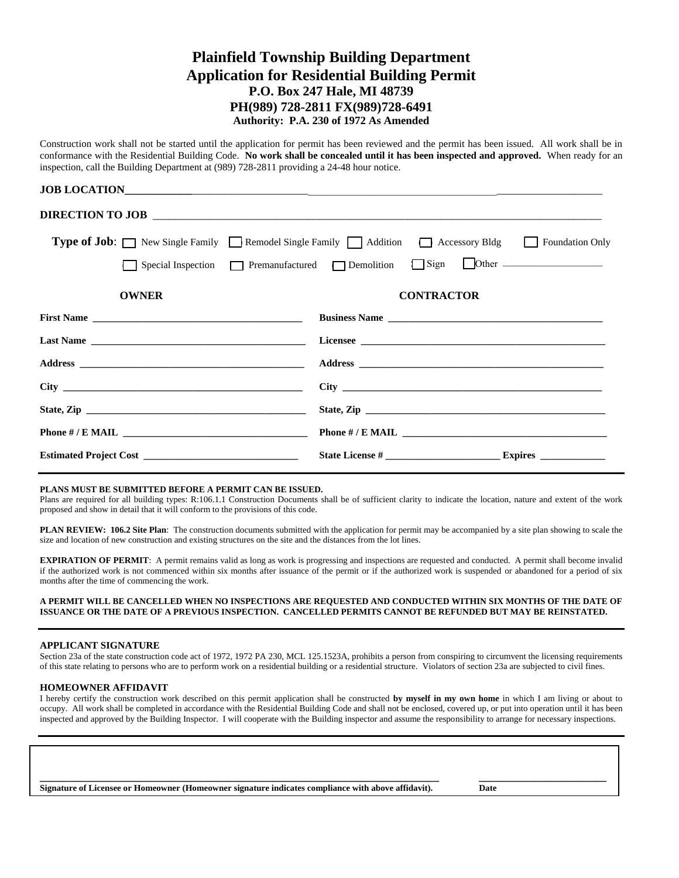# Plainfield Township Building Department
# Application for Residential Building Permit

**P.O. Box 247 Hale, MI 48739**
**PH(989) 728-2811 FX(989)728-6491**
**Authority: P.A. 230 of 1972 As Amended**

Construction work shall not be started until the application for permit has been reviewed and the permit has been issued. All work shall be in conformance with the Residential Building Code. **No work shall be concealed until it has been inspected and approved.** When ready for an inspection, call the Building Department at (989) 728-2811 providing a 24-48 hour notice.

**JOB LOCATION**_______________________________________________

**DIRECTION TO JOB** _______________________________________________

**Type of Job**: ☐ New Single Family ☐ Remodel Single Family ☐ Addition ☐ Accessory Bldg ☐ Foundation Only
☐ Special Inspection ☐ Premanufactured ☐ Demolition ☐ Sign ☐ Other ___________

| **OWNER** | **CONTRACTOR** |
|---|---|
| **First Name** ______________________ | **Business Name** ______________________ |
| **Last Name** ______________________ | **Licensee** ______________________ |
| **Address** ______________________ | **Address** ______________________ |
| **City** ______________________ | **City** ______________________ |
| **State, Zip** ______________________ | **State, Zip** ______________________ |
| **Phone # / E MAIL** ______________________ | **Phone # / E MAIL** ______________________ |
| **Estimated Project Cost** ______________________ | **State License #** ______________ **Expires** __________ |

**PLANS MUST BE SUBMITTED BEFORE A PERMIT CAN BE ISSUED.**
Plans are required for all building types: R:106.1.1 Construction Documents shall be of sufficient clarity to indicate the location, nature and extent of the work proposed and show in detail that it will conform to the provisions of this code.

**PLAN REVIEW: 106.2 Site Plan**: The construction documents submitted with the application for permit may be accompanied by a site plan showing to scale the size and location of new construction and existing structures on the site and the distances from the lot lines.

**EXPIRATION OF PERMIT**: A permit remains valid as long as work is progressing and inspections are requested and conducted. A permit shall become invalid if the authorized work is not commenced within six months after issuance of the permit or if the authorized work is suspended or abandoned for a period of six months after the time of commencing the work.

**A PERMIT WILL BE CANCELLED WHEN NO INSPECTIONS ARE REQUESTED AND CONDUCTED WITHIN SIX MONTHS OF THE DATE OF ISSUANCE OR THE DATE OF A PREVIOUS INSPECTION. CANCELLED PERMITS CANNOT BE REFUNDED BUT MAY BE REINSTATED.**

**APPLICANT SIGNATURE**
Section 23a of the state construction code act of 1972, 1972 PA 230, MCL 125.1523A, prohibits a person from conspiring to circumvent the licensing requirements of this state relating to persons who are to perform work on a residential building or a residential structure. Violators of section 23a are subjected to civil fines.

**HOMEOWNER AFFIDAVIT**
I hereby certify the construction work described on this permit application shall be constructed **by myself in my own home** in which I am living or about to occupy. All work shall be completed in accordance with the Residential Building Code and shall not be enclosed, covered up, or put into operation until it has been inspected and approved by the Building Inspector. I will cooperate with the Building inspector and assume the responsibility to arrange for necessary inspections.

_______________________________________________ ______________________
**Signature of Licensee or Homeowner (Homeowner signature indicates compliance with above affidavit).** **Date**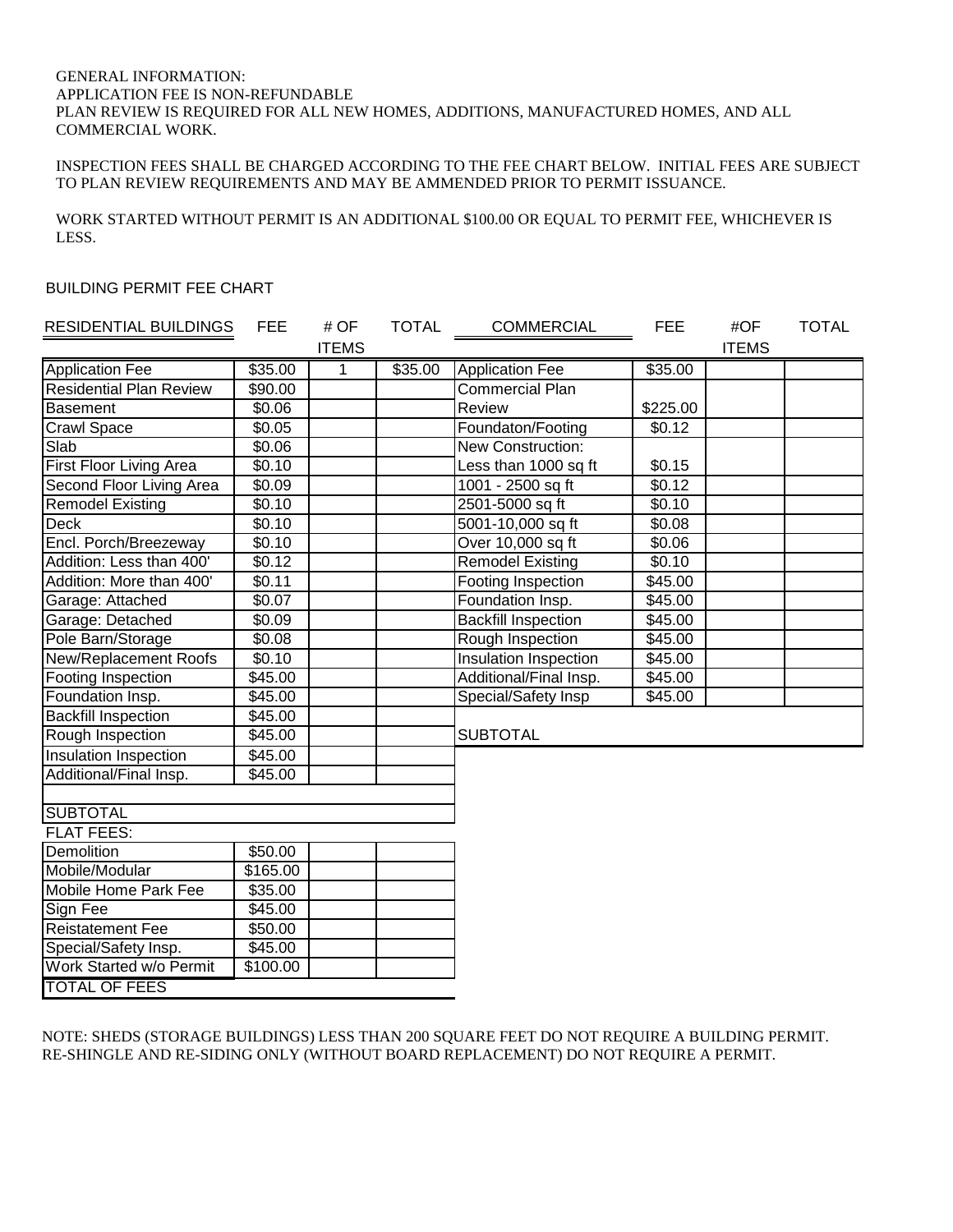GENERAL INFORMATION:
APPLICATION FEE IS NON-REFUNDABLE
PLAN REVIEW IS REQUIRED FOR ALL NEW HOMES, ADDITIONS, MANUFACTURED HOMES, AND ALL COMMERCIAL WORK.

INSPECTION FEES SHALL BE CHARGED ACCORDING TO THE FEE CHART BELOW. INITIAL FEES ARE SUBJECT TO PLAN REVIEW REQUIREMENTS AND MAY BE AMMENDED PRIOR TO PERMIT ISSUANCE.

WORK STARTED WITHOUT PERMIT IS AN ADDITIONAL $100.00 OR EQUAL TO PERMIT FEE, WHICHEVER IS LESS.

BUILDING PERMIT FEE CHART

| RESIDENTIAL BUILDINGS | FEE | # OF ITEMS | TOTAL | COMMERCIAL | FEE | #OF ITEMS | TOTAL |
|---|---|---|---|---|---|---|---|
| Application Fee | $35.00 | 1 | $35.00 | Application Fee | $35.00 | | |
| Residential Plan Review | $90.00 | | | Commercial Plan Review | $225.00 | | |
| Basement | $0.06 | | | | | | |
| Crawl Space | $0.05 | | | Foundaton/Footing | $0.12 | | |
| Slab | $0.06 | | | New Construction: Less than 1000 sq ft | $0.15 | | |
| First Floor Living Area | $0.10 | | | | | | |
| Second Floor Living Area | $0.09 | | | 1001 - 2500 sq ft | $0.12 | | |
| Remodel Existing | $0.10 | | | 2501-5000 sq ft | $0.10 | | |
| Deck | $0.10 | | | 5001-10,000 sq ft | $0.08 | | |
| Encl. Porch/Breezeway | $0.10 | | | Over 10,000 sq ft | $0.06 | | |
| Addition: Less than 400' | $0.12 | | | Remodel Existing | $0.10 | | |
| Addition: More than 400' | $0.11 | | | Footing Inspection | $45.00 | | |
| Garage: Attached | $0.07 | | | Foundation Insp. | $45.00 | | |
| Garage: Detached | $0.09 | | | Backfill Inspection | $45.00 | | |
| Pole Barn/Storage | $0.08 | | | Rough Inspection | $45.00 | | |
| New/Replacement Roofs | $0.10 | | | Insulation Inspection | $45.00 | | |
| Footing Inspection | $45.00 | | | Additional/Final Insp. | $45.00 | | |
| Foundation Insp. | $45.00 | | | Special/Safety Insp | $45.00 | | |
| Backfill Inspection | $45.00 | | | | | | |
| Rough Inspection | $45.00 | | | SUBTOTAL | | | |
| Insulation Inspection | $45.00 | | | | | | |
| Additional/Final Insp. | $45.00 | | | | | | |
| | | | | | | | |
| SUBTOTAL | | | | | | | |
| FLAT FEES: | | | | | | | |
| Demolition | $50.00 | | | | | | |
| Mobile/Modular | $165.00 | | | | | | |
| Mobile Home Park Fee | $35.00 | | | | | | |
| Sign Fee | $45.00 | | | | | | |
| Reistatement Fee | $50.00 | | | | | | |
| Special/Safety Insp. | $45.00 | | | | | | |
| Work Started w/o Permit | $100.00 | | | | | | |
| TOTAL OF FEES | | | | | | | |

NOTE: SHEDS (STORAGE BUILDINGS) LESS THAN 200 SQUARE FEET DO NOT REQUIRE A BUILDING PERMIT.
RE-SHINGLE AND RE-SIDING ONLY (WITHOUT BOARD REPLACEMENT) DO NOT REQUIRE A PERMIT.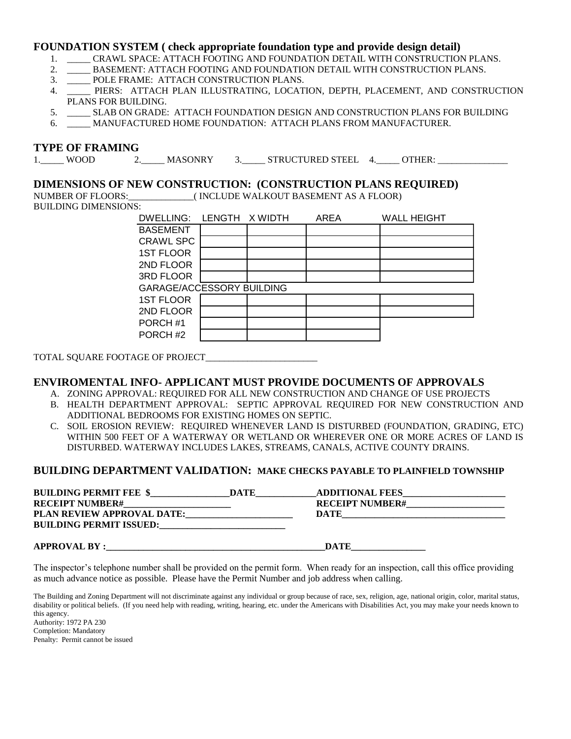## FOUNDATION SYSTEM ( check appropriate foundation type and provide design detail)

1. _____ CRAWL SPACE: ATTACH FOOTING AND FOUNDATION DETAIL WITH CONSTRUCTION PLANS.
2. _____ BASEMENT: ATTACH FOOTING AND FOUNDATION DETAIL WITH CONSTRUCTION PLANS.
3. _____ POLE FRAME: ATTACH CONSTRUCTION PLANS.
4. _____ PIERS: ATTACH PLAN ILLUSTRATING, LOCATION, DEPTH, PLACEMENT, AND CONSTRUCTION PLANS FOR BUILDING.
5. _____ SLAB ON GRADE: ATTACH FOUNDATION DESIGN AND CONSTRUCTION PLANS FOR BUILDING
6. _____ MANUFACTURED HOME FOUNDATION: ATTACH PLANS FROM MANUFACTURER.

## TYPE OF FRAMING

1._____ WOOD 2._____ MASONRY 3._____ STRUCTURED STEEL 4._____ OTHER: _______________

## DIMENSIONS OF NEW CONSTRUCTION: (CONSTRUCTION PLANS REQUIRED)

NUMBER OF FLOORS:______________( INCLUDE WALKOUT BASEMENT AS A FLOOR)

BUILDING DIMENSIONS:

| DWELLING: | LENGTH | X WIDTH | AREA | WALL HEIGHT |
|---|---|---|---|---|
| BASEMENT | | | | |
| CRAWL SPC | | | | |
| 1ST FLOOR | | | | |
| 2ND FLOOR | | | | |
| 3RD FLOOR | | | | |
| GARAGE/ACCESSORY BUILDING | | | | |
| 1ST FLOOR | | | | |
| 2ND FLOOR | | | | |
| PORCH #1 | | | | |
| PORCH #2 | | | | |

TOTAL SQUARE FOOTAGE OF PROJECT________________________

## ENVIROMENTAL INFO- APPLICANT MUST PROVIDE DOCUMENTS OF APPROVALS

A. ZONING APPROVAL: REQUIRED FOR ALL NEW CONSTRUCTION AND CHANGE OF USE PROJECTS
B. HEALTH DEPARTMENT APPROVAL: SEPTIC APPROVAL REQUIRED FOR NEW CONSTRUCTION AND ADDITIONAL BEDROOMS FOR EXISTING HOMES ON SEPTIC.
C. SOIL EROSION REVIEW: REQUIRED WHENEVER LAND IS DISTURBED (FOUNDATION, GRADING, ETC) WITHIN 500 FEET OF A WATERWAY OR WETLAND OR WHEREVER ONE OR MORE ACRES OF LAND IS DISTURBED. WATERWAY INCLUDES LAKES, STREAMS, CANALS, ACTIVE COUNTY DRAINS.

## BUILDING DEPARTMENT VALIDATION: MAKE CHECKS PAYABLE TO PLAINFIELD TOWNSHIP

**BUILDING PERMIT FEE $_________________DATE_____________ ADDITIONAL FEES______________________**

**RECEIPT NUMBER#______________________ RECEIPT NUMBER#_____________________**

**PLAN REVIEW APPROVAL DATE:_______________________ DATE____________________________________**

**BUILDING PERMIT ISSUED:___________________________**

**APPROVAL BY :_________________________________________________DATE________________**

The inspector's telephone number shall be provided on the permit form. When ready for an inspection, call this office providing as much advance notice as possible. Please have the Permit Number and job address when calling.

The Building and Zoning Department will not discriminate against any individual or group because of race, sex, religion, age, national origin, color, marital status, disability or political beliefs. (If you need help with reading, writing, hearing, etc. under the Americans with Disabilities Act, you may make your needs known to this agency.

Authority: 1972 PA 230

Completion: Mandatory

Penalty: Permit cannot be issued